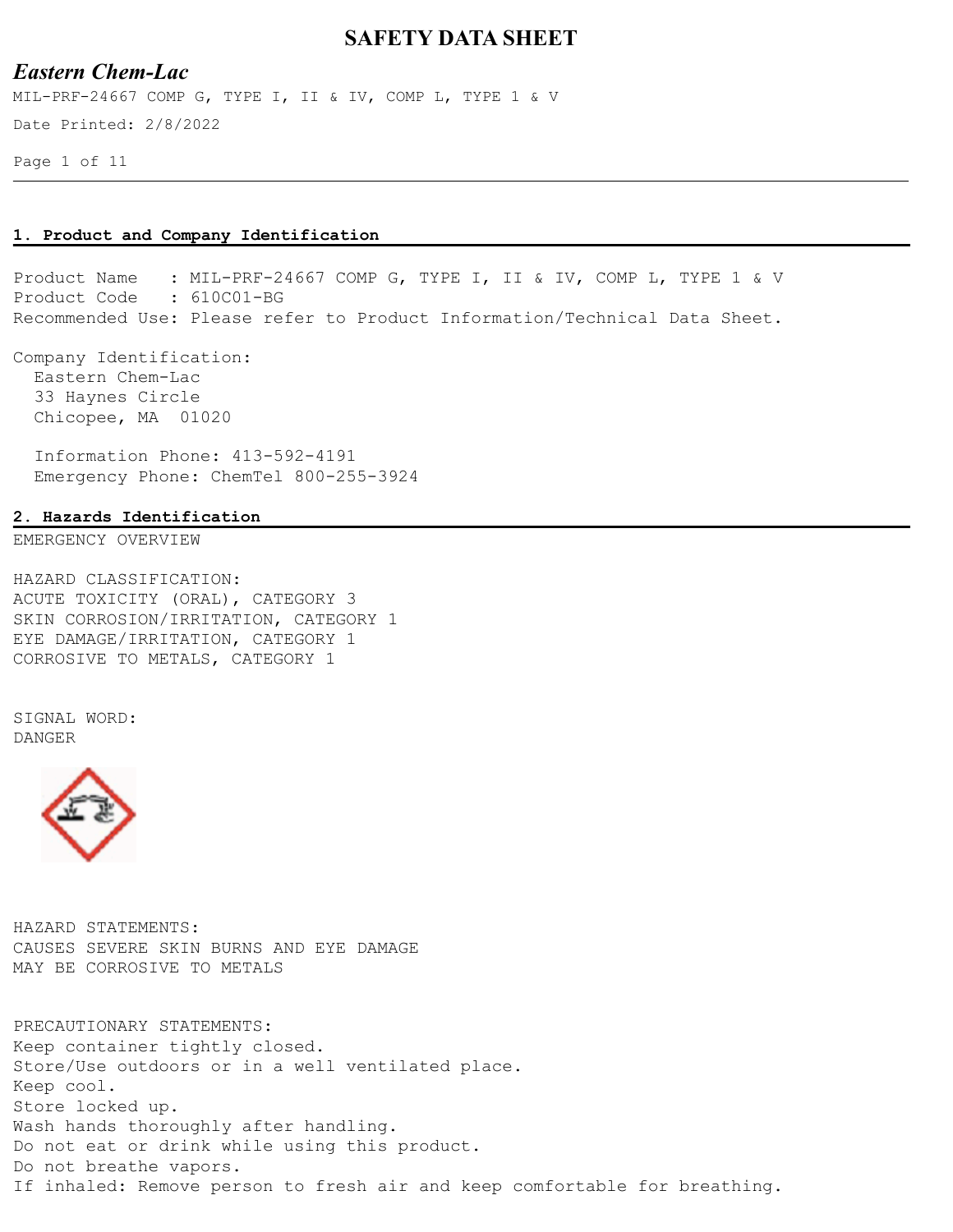# SAFETY DATA SHEET

## *Eastern Chem-Lac*

MIL-PRF-24667 COMP G, TYPE I, II & IV, COMP L, TYPE 1 & V

Date Printed: 2/8/2022

## 1. Product and Company Identification

Product Name : MIL-PRF-24667 COMP G, TYPE I, II & IV, COMP L, TYPE 1 & V
Product Code : 610C01-BG
Recommended Use: Please refer to Product Information/Technical Data Sheet.

Company Identification:
Eastern Chem-Lac
33 Haynes Circle
Chicopee, MA 01020

Information Phone: 413-592-4191
Emergency Phone: ChemTel 800-255-3924

## 2. Hazards Identification

EMERGENCY OVERVIEW

HAZARD CLASSIFICATION:
ACUTE TOXICITY (ORAL), CATEGORY 3
SKIN CORROSION/IRRITATION, CATEGORY 1
EYE DAMAGE/IRRITATION, CATEGORY 1
CORROSIVE TO METALS, CATEGORY 1

SIGNAL WORD:
DANGER

HAZARD STATEMENTS:
CAUSES SEVERE SKIN BURNS AND EYE DAMAGE
MAY BE CORROSIVE TO METALS

PRECAUTIONARY STATEMENTS:
Keep container tightly closed.
Store/Use outdoors or in a well ventilated place.
Keep cool.
Store locked up.
Wash hands thoroughly after handling.
Do not eat or drink while using this product.
Do not breathe vapors.
If inhaled: Remove person to fresh air and keep comfortable for breathing.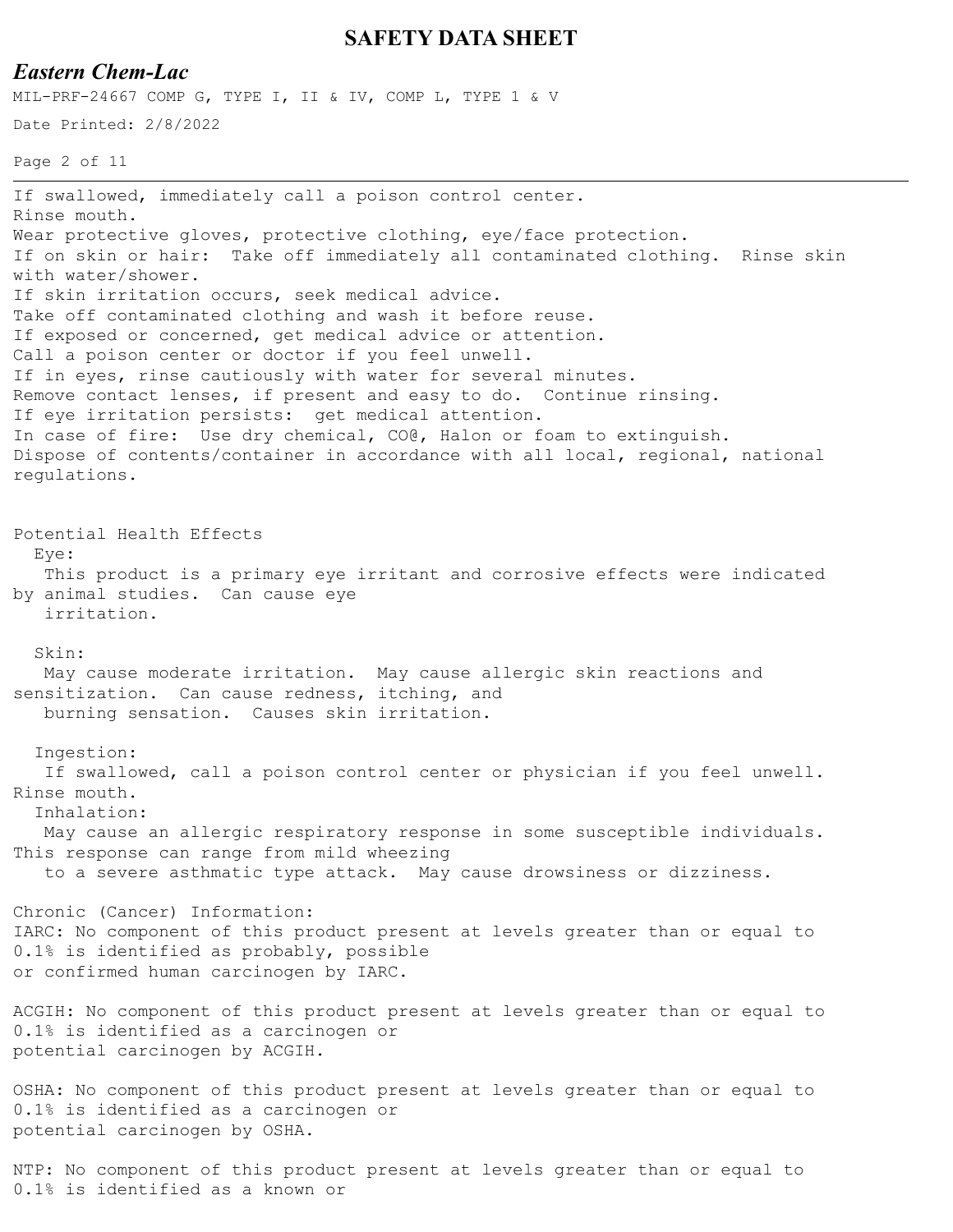If swallowed, immediately call a poison control center.
Rinse mouth.
Wear protective gloves, protective clothing, eye/face protection.
If on skin or hair: Take off immediately all contaminated clothing. Rinse skin with water/shower.
If skin irritation occurs, seek medical advice.
Take off contaminated clothing and wash it before reuse.
If exposed or concerned, get medical advice or attention.
Call a poison center or doctor if you feel unwell.
If in eyes, rinse cautiously with water for several minutes.
Remove contact lenses, if present and easy to do. Continue rinsing.
If eye irritation persists: get medical attention.
In case of fire: Use dry chemical, CO@, Halon or foam to extinguish.
Dispose of contents/container in accordance with all local, regional, national regulations.

## Potential Health Effects

**Eye:**
This product is a primary eye irritant and corrosive effects were indicated by animal studies. Can cause eye irritation.

**Skin:**
May cause moderate irritation. May cause allergic skin reactions and sensitization. Can cause redness, itching, and burning sensation. Causes skin irritation.

**Ingestion:**
If swallowed, call a poison control center or physician if you feel unwell. Rinse mouth.

**Inhalation:**
May cause an allergic respiratory response in some susceptible individuals. This response can range from mild wheezing to a severe asthmatic type attack. May cause drowsiness or dizziness.

## Chronic (Cancer) Information:

IARC: No component of this product present at levels greater than or equal to 0.1% is identified as probably, possible or confirmed human carcinogen by IARC.

ACGIH: No component of this product present at levels greater than or equal to 0.1% is identified as a carcinogen or potential carcinogen by ACGIH.

OSHA: No component of this product present at levels greater than or equal to 0.1% is identified as a carcinogen or potential carcinogen by OSHA.

NTP: No component of this product present at levels greater than or equal to 0.1% is identified as a known or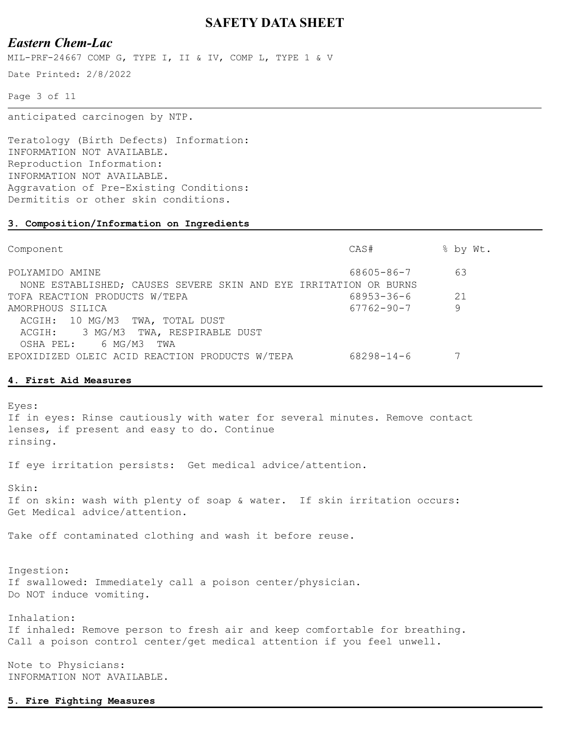anticipated carcinogen by NTP.

Teratology (Birth Defects) Information:
INFORMATION NOT AVAILABLE.
Reproduction Information:
INFORMATION NOT AVAILABLE.
Aggravation of Pre-Existing Conditions:
Dermititis or other skin conditions.

## 3. Composition/Information on Ingredients

| Component | CAS# | % by Wt. |
|---|---|---|
| POLYAMIDO AMINE<br>NONE ESTABLISHED; CAUSES SEVERE SKIN AND EYE IRRITATION OR BURNS | 68605-86-7 | 63 |
| TOFA REACTION PRODUCTS W/TEPA | 68953-36-6 | 21 |
| AMORPHOUS SILICA<br>ACGIH: 10 MG/M3 TWA, TOTAL DUST<br>ACGIH: 3 MG/M3 TWA, RESPIRABLE DUST<br>OSHA PEL: 6 MG/M3 TWA | 67762-90-7 | 9 |
| EPOXIDIZED OLEIC ACID REACTION PRODUCTS W/TEPA | 68298-14-6 | 7 |

## 4. First Aid Measures

Eyes:
If in eyes: Rinse cautiously with water for several minutes. Remove contact lenses, if present and easy to do. Continue rinsing.

If eye irritation persists: Get medical advice/attention.

Skin:
If on skin: wash with plenty of soap & water. If skin irritation occurs: Get Medical advice/attention.

Take off contaminated clothing and wash it before reuse.

Ingestion:
If swallowed: Immediately call a poison center/physician.
Do NOT induce vomiting.

Inhalation:
If inhaled: Remove person to fresh air and keep comfortable for breathing.
Call a poison control center/get medical attention if you feel unwell.

Note to Physicians:
INFORMATION NOT AVAILABLE.

## 5. Fire Fighting Measures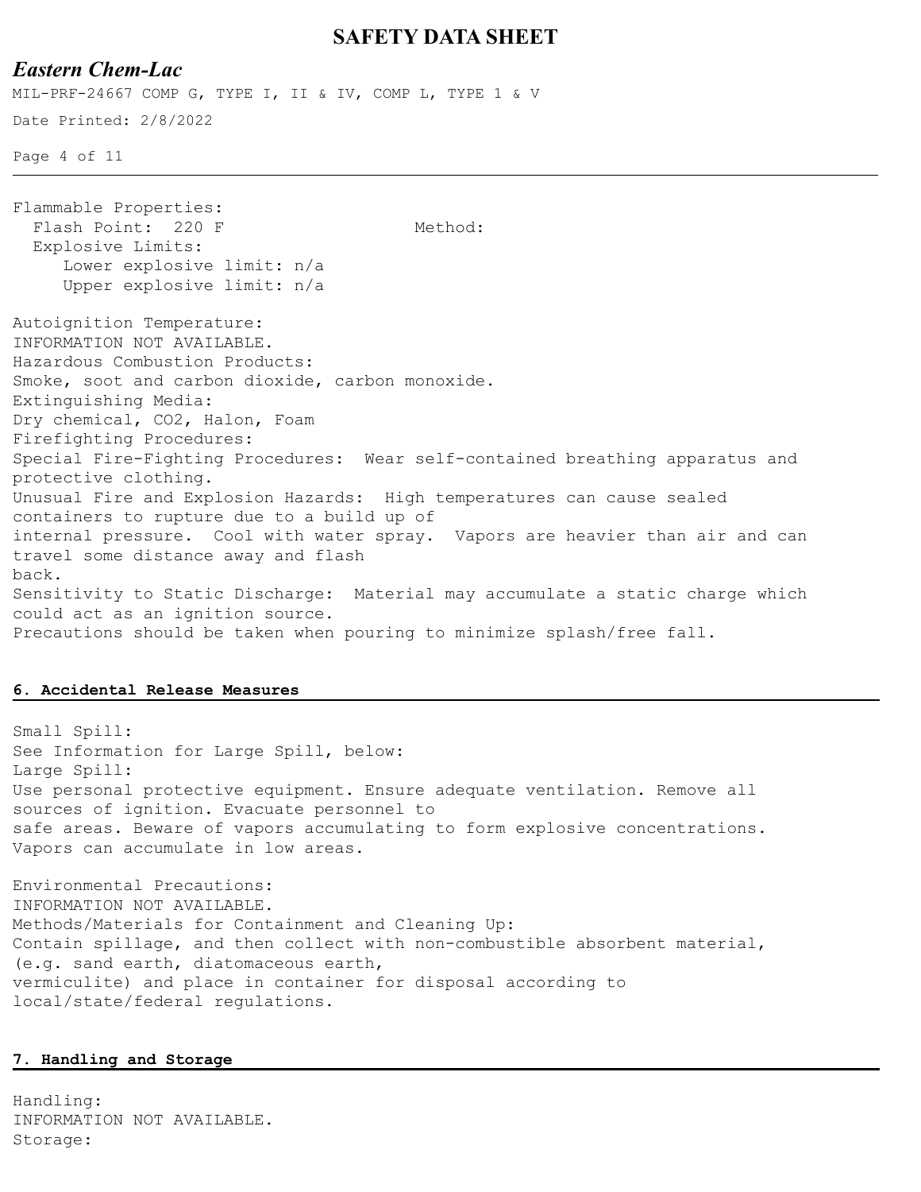Flammable Properties:
  Flash Point:  220 F                    Method:
  Explosive Limits:
     Lower explosive limit: n/a
     Upper explosive limit: n/a

Autoignition Temperature:
INFORMATION NOT AVAILABLE.
Hazardous Combustion Products:
Smoke, soot and carbon dioxide, carbon monoxide.
Extinguishing Media:
Dry chemical, $CO_2$, Halon, Foam
Firefighting Procedures:
Special Fire-Fighting Procedures:  Wear self-contained breathing apparatus and protective clothing.
Unusual Fire and Explosion Hazards:  High temperatures can cause sealed containers to rupture due to a build up of internal pressure.  Cool with water spray.  Vapors are heavier than air and can travel some distance away and flash back.
Sensitivity to Static Discharge:  Material may accumulate a static charge which could act as an ignition source.
Precautions should be taken when pouring to minimize splash/free fall.

## 6. Accidental Release Measures

Small Spill:
See Information for Large Spill, below:
Large Spill:
Use personal protective equipment. Ensure adequate ventilation. Remove all sources of ignition. Evacuate personnel to safe areas. Beware of vapors accumulating to form explosive concentrations. Vapors can accumulate in low areas.

Environmental Precautions:
INFORMATION NOT AVAILABLE.
Methods/Materials for Containment and Cleaning Up:
Contain spillage, and then collect with non-combustible absorbent material, (e.g. sand earth, diatomaceous earth, vermiculite) and place in container for disposal according to local/state/federal regulations.

## 7. Handling and Storage

Handling:
INFORMATION NOT AVAILABLE.
Storage: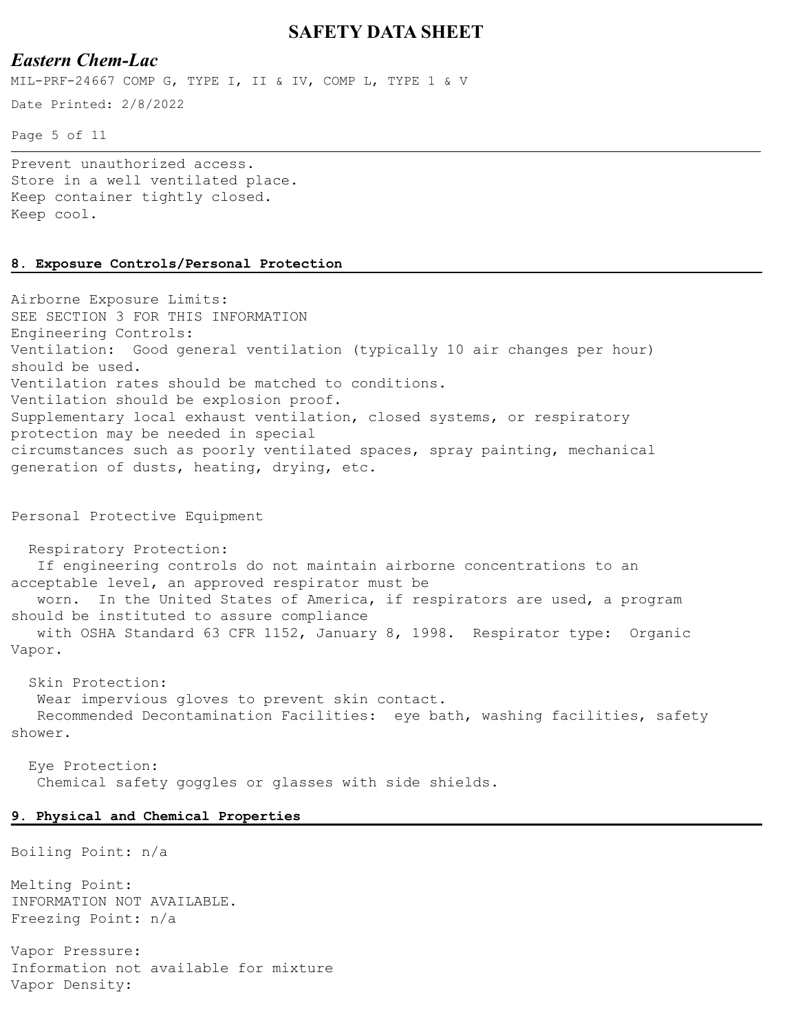Prevent unauthorized access.
Store in a well ventilated place.
Keep container tightly closed.
Keep cool.

## 8. Exposure Controls/Personal Protection

Airborne Exposure Limits:
SEE SECTION 3 FOR THIS INFORMATION
Engineering Controls:
Ventilation: Good general ventilation (typically 10 air changes per hour) should be used.
Ventilation rates should be matched to conditions.
Ventilation should be explosion proof.
Supplementary local exhaust ventilation, closed systems, or respiratory protection may be needed in special circumstances such as poorly ventilated spaces, spray painting, mechanical generation of dusts, heating, drying, etc.

Personal Protective Equipment

Respiratory Protection:
If engineering controls do not maintain airborne concentrations to an acceptable level, an approved respirator must be worn. In the United States of America, if respirators are used, a program should be instituted to assure compliance with OSHA Standard 63 CFR 1152, January 8, 1998. Respirator type: Organic Vapor.

Skin Protection:
Wear impervious gloves to prevent skin contact.
Recommended Decontamination Facilities: eye bath, washing facilities, safety shower.

Eye Protection:
Chemical safety goggles or glasses with side shields.

## 9. Physical and Chemical Properties

Boiling Point: n/a

Melting Point:
INFORMATION NOT AVAILABLE.
Freezing Point: n/a

Vapor Pressure:
Information not available for mixture
Vapor Density: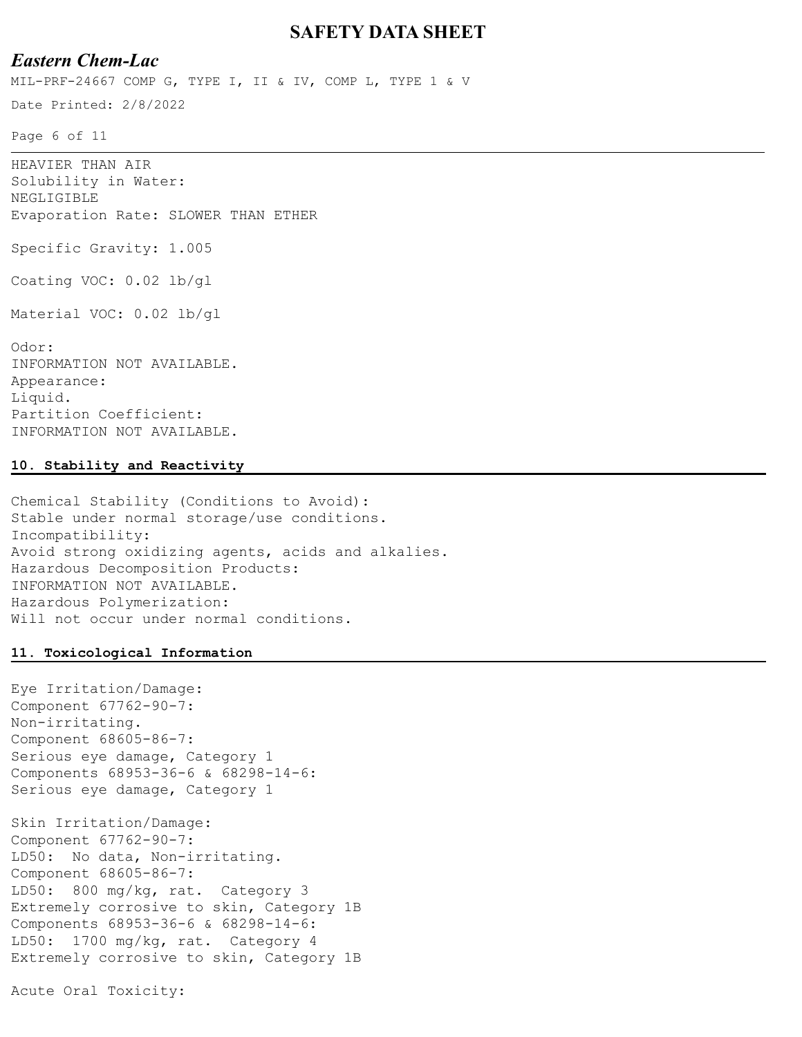HEAVIER THAN AIR
Solubility in Water:
NEGLIGIBLE
Evaporation Rate: SLOWER THAN ETHER

Specific Gravity: 1.005

Coating VOC: 0.02 lb/gl

Material VOC: 0.02 lb/gl

Odor:
INFORMATION NOT AVAILABLE.
Appearance:
Liquid.
Partition Coefficient:
INFORMATION NOT AVAILABLE.

## 10. Stability and Reactivity

Chemical Stability (Conditions to Avoid):
Stable under normal storage/use conditions.
Incompatibility:
Avoid strong oxidizing agents, acids and alkalies.
Hazardous Decomposition Products:
INFORMATION NOT AVAILABLE.
Hazardous Polymerization:
Will not occur under normal conditions.

## 11. Toxicological Information

Eye Irritation/Damage:
Component 67762-90-7:
Non-irritating.
Component 68605-86-7:
Serious eye damage, Category 1
Components 68953-36-6 & 68298-14-6:
Serious eye damage, Category 1

Skin Irritation/Damage:
Component 67762-90-7:
LD50: No data, Non-irritating.
Component 68605-86-7:
LD50: 800 mg/kg, rat. Category 3
Extremely corrosive to skin, Category 1B
Components 68953-36-6 & 68298-14-6:
LD50: 1700 mg/kg, rat. Category 4
Extremely corrosive to skin, Category 1B

Acute Oral Toxicity: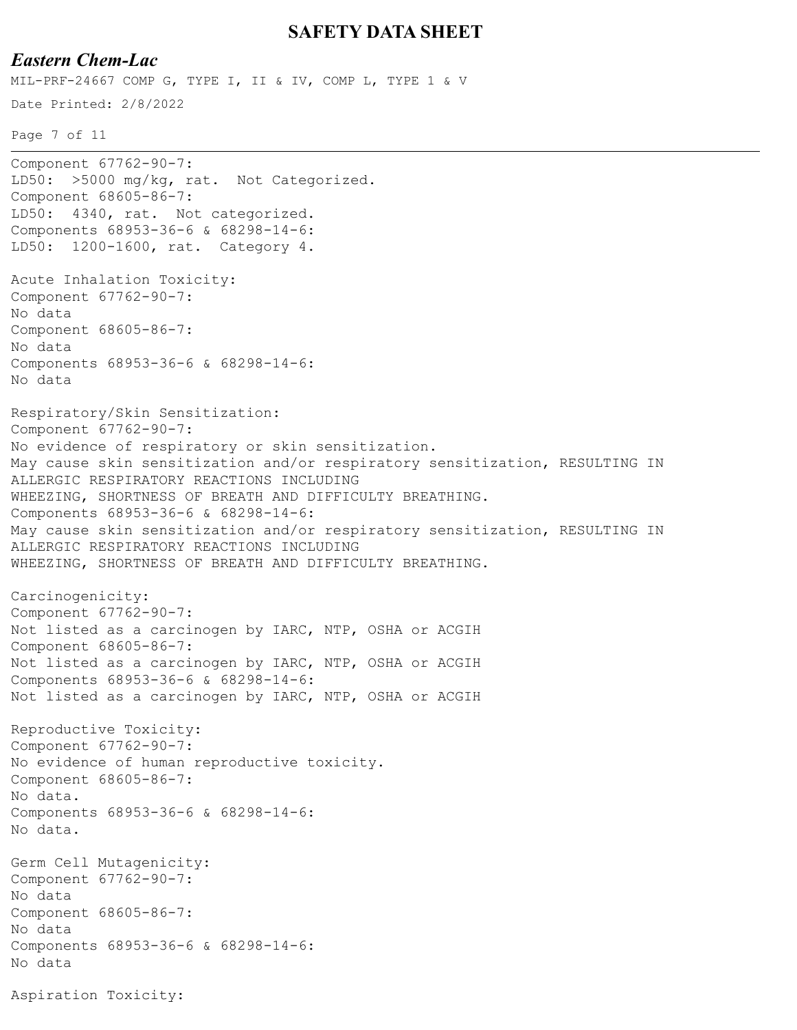Component 67762-90-7:
LD50: >5000 mg/kg, rat. Not Categorized.
Component 68605-86-7:
LD50: 4340, rat. Not categorized.
Components 68953-36-6 & 68298-14-6:
LD50: 1200-1600, rat. Category 4.

Acute Inhalation Toxicity:
Component 67762-90-7:
No data
Component 68605-86-7:
No data
Components 68953-36-6 & 68298-14-6:
No data

Respiratory/Skin Sensitization:
Component 67762-90-7:
No evidence of respiratory or skin sensitization.
May cause skin sensitization and/or respiratory sensitization, RESULTING IN ALLERGIC RESPIRATORY REACTIONS INCLUDING WHEEZING, SHORTNESS OF BREATH AND DIFFICULTY BREATHING.
Components 68953-36-6 & 68298-14-6:
May cause skin sensitization and/or respiratory sensitization, RESULTING IN ALLERGIC RESPIRATORY REACTIONS INCLUDING WHEEZING, SHORTNESS OF BREATH AND DIFFICULTY BREATHING.

Carcinogenicity:
Component 67762-90-7:
Not listed as a carcinogen by IARC, NTP, OSHA or ACGIH
Component 68605-86-7:
Not listed as a carcinogen by IARC, NTP, OSHA or ACGIH
Components 68953-36-6 & 68298-14-6:
Not listed as a carcinogen by IARC, NTP, OSHA or ACGIH

Reproductive Toxicity:
Component 67762-90-7:
No evidence of human reproductive toxicity.
Component 68605-86-7:
No data.
Components 68953-36-6 & 68298-14-6:
No data.

Germ Cell Mutagenicity:
Component 67762-90-7:
No data
Component 68605-86-7:
No data
Components 68953-36-6 & 68298-14-6:
No data

Aspiration Toxicity: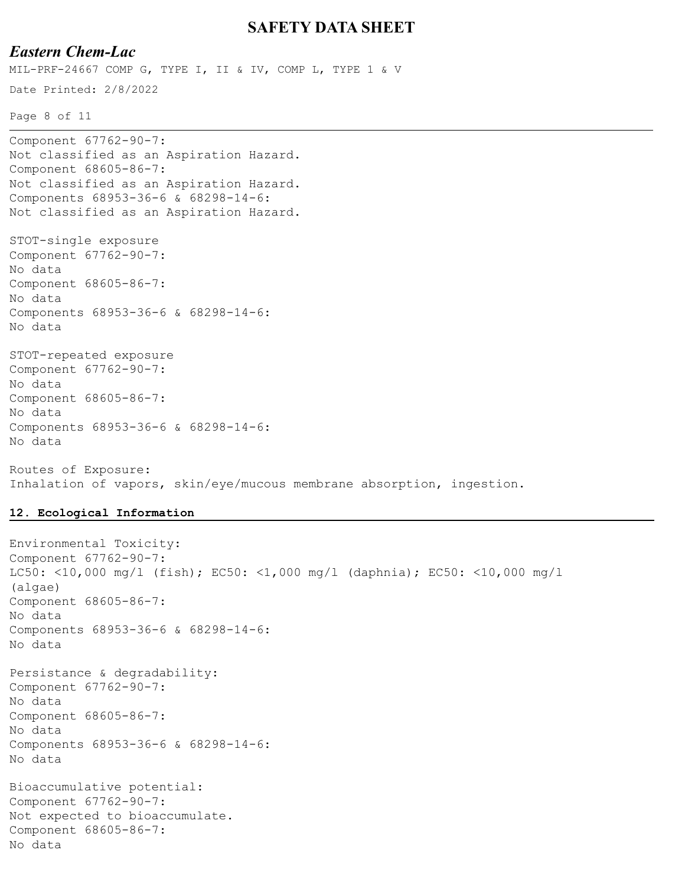Component 67762-90-7:
Not classified as an Aspiration Hazard.
Component 68605-86-7:
Not classified as an Aspiration Hazard.
Components 68953-36-6 & 68298-14-6:
Not classified as an Aspiration Hazard.

STOT-single exposure
Component 67762-90-7:
No data
Component 68605-86-7:
No data
Components 68953-36-6 & 68298-14-6:
No data

STOT-repeated exposure
Component 67762-90-7:
No data
Component 68605-86-7:
No data
Components 68953-36-6 & 68298-14-6:
No data

Routes of Exposure:
Inhalation of vapors, skin/eye/mucous membrane absorption, ingestion.

## 12. Ecological Information

Environmental Toxicity:
Component 67762-90-7:
LC50: <10,000 mg/l (fish); EC50: <1,000 mg/l (daphnia); EC50: <10,000 mg/l (algae)
Component 68605-86-7:
No data
Components 68953-36-6 & 68298-14-6:
No data

Persistance & degradability:
Component 67762-90-7:
No data
Component 68605-86-7:
No data
Components 68953-36-6 & 68298-14-6:
No data

Bioaccumulative potential:
Component 67762-90-7:
Not expected to bioaccumulate.
Component 68605-86-7:
No data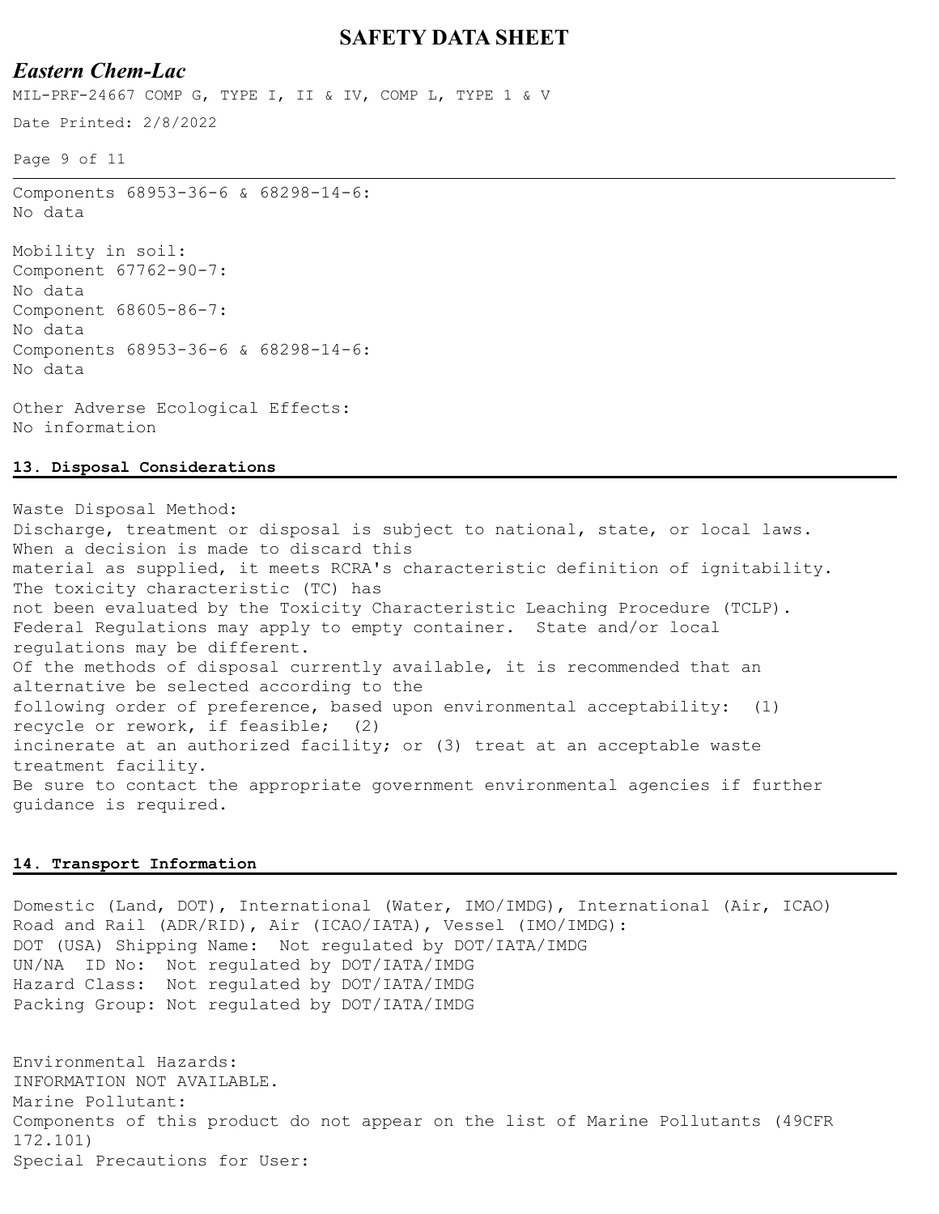Components 68953-36-6 & 68298-14-6:
No data

Mobility in soil:
Component 67762-90-7:
No data
Component 68605-86-7:
No data
Components 68953-36-6 & 68298-14-6:
No data

Other Adverse Ecological Effects:
No information

## 13. Disposal Considerations

Waste Disposal Method:
Discharge, treatment or disposal is subject to national, state, or local laws. When a decision is made to discard this material as supplied, it meets RCRA's characteristic definition of ignitability. The toxicity characteristic (TC) has not been evaluated by the Toxicity Characteristic Leaching Procedure (TCLP). Federal Regulations may apply to empty container. State and/or local regulations may be different.
Of the methods of disposal currently available, it is recommended that an alternative be selected according to the following order of preference, based upon environmental acceptability: (1) recycle or rework, if feasible; (2) incinerate at an authorized facility; or (3) treat at an acceptable waste treatment facility.
Be sure to contact the appropriate government environmental agencies if further guidance is required.

## 14. Transport Information

Domestic (Land, DOT), International (Water, IMO/IMDG), International (Air, ICAO)
Road and Rail (ADR/RID), Air (ICAO/IATA), Vessel (IMO/IMDG):
DOT (USA) Shipping Name: Not regulated by DOT/IATA/IMDG
UN/NA ID No: Not regulated by DOT/IATA/IMDG
Hazard Class: Not regulated by DOT/IATA/IMDG
Packing Group: Not regulated by DOT/IATA/IMDG

Environmental Hazards:
INFORMATION NOT AVAILABLE.
Marine Pollutant:
Components of this product do not appear on the list of Marine Pollutants (49CFR 172.101)
Special Precautions for User: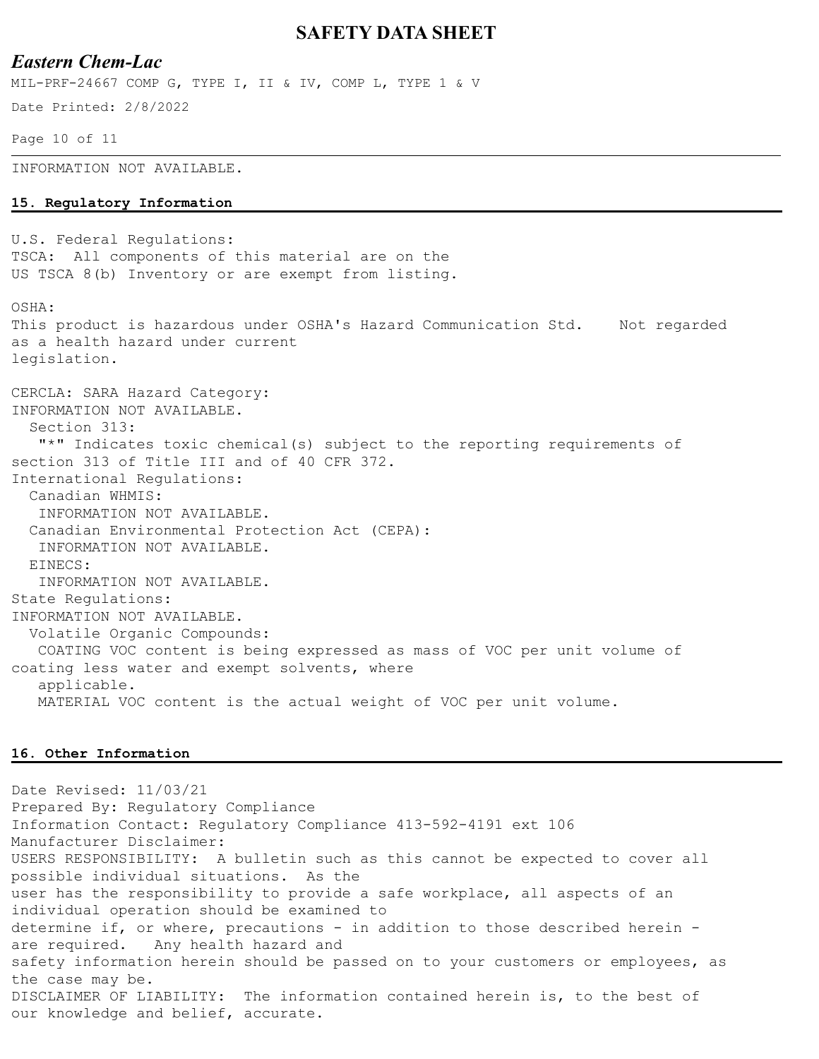INFORMATION NOT AVAILABLE.

## 15. Regulatory Information

U.S. Federal Regulations:
TSCA: All components of this material are on the US TSCA 8(b) Inventory or are exempt from listing.

OSHA:
This product is hazardous under OSHA's Hazard Communication Std. Not regarded as a health hazard under current legislation.

CERCLA: SARA Hazard Category:
INFORMATION NOT AVAILABLE.
Section 313:
"*" Indicates toxic chemical(s) subject to the reporting requirements of section 313 of Title III and of 40 CFR 372.
International Regulations:
Canadian WHMIS:
INFORMATION NOT AVAILABLE.
Canadian Environmental Protection Act (CEPA):
INFORMATION NOT AVAILABLE.
EINECS:
INFORMATION NOT AVAILABLE.
State Regulations:
INFORMATION NOT AVAILABLE.
Volatile Organic Compounds:
COATING VOC content is being expressed as mass of VOC per unit volume of coating less water and exempt solvents, where applicable.
MATERIAL VOC content is the actual weight of VOC per unit volume.

## 16. Other Information

Date Revised: 11/03/21
Prepared By: Regulatory Compliance
Information Contact: Regulatory Compliance 413-592-4191 ext 106
Manufacturer Disclaimer:
USERS RESPONSIBILITY: A bulletin such as this cannot be expected to cover all possible individual situations. As the user has the responsibility to provide a safe workplace, all aspects of an individual operation should be examined to determine if, or where, precautions - in addition to those described herein - are required. Any health hazard and safety information herein should be passed on to your customers or employees, as the case may be.
DISCLAIMER OF LIABILITY: The information contained herein is, to the best of our knowledge and belief, accurate.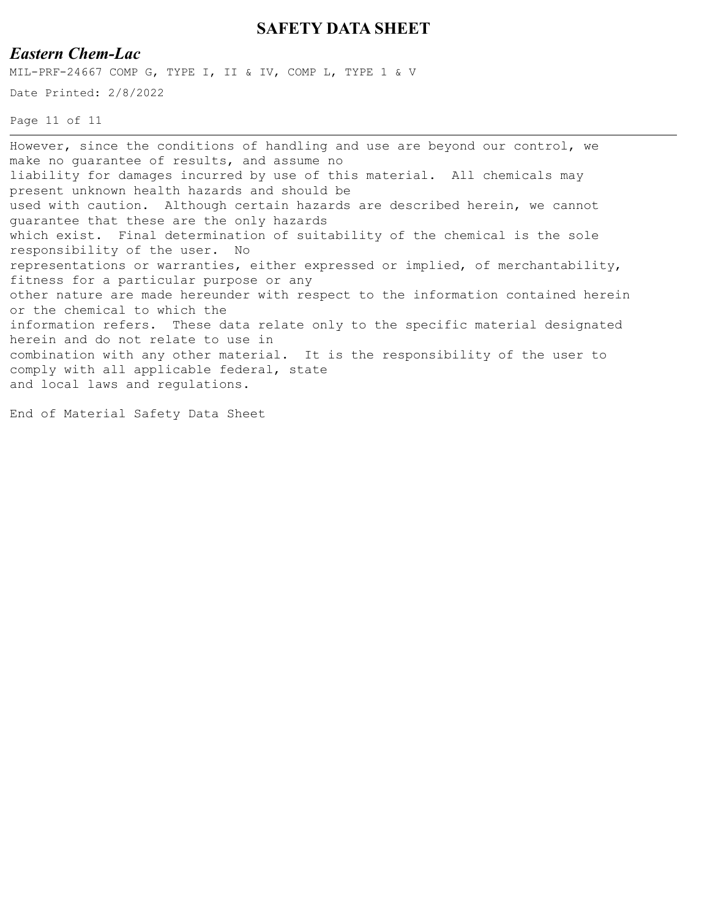However, since the conditions of handling and use are beyond our control, we make no guarantee of results, and assume no liability for damages incurred by use of this material. All chemicals may present unknown health hazards and should be used with caution. Although certain hazards are described herein, we cannot guarantee that these are the only hazards which exist. Final determination of suitability of the chemical is the sole responsibility of the user. No representations or warranties, either expressed or implied, of merchantability, fitness for a particular purpose or any other nature are made hereunder with respect to the information contained herein or the chemical to which the information refers. These data relate only to the specific material designated herein and do not relate to use in combination with any other material. It is the responsibility of the user to comply with all applicable federal, state and local laws and regulations.

End of Material Safety Data Sheet